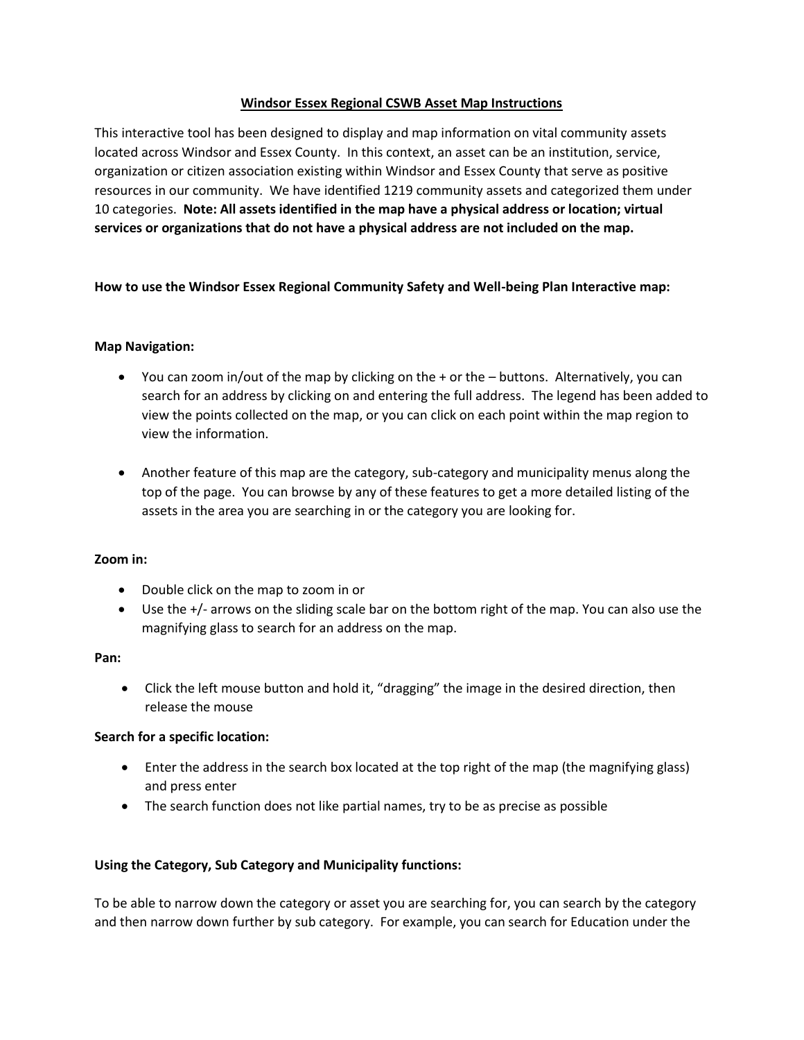# Windsor Essex Regional CSWB Asset Map Instructions

This interactive tool has been designed to display and map information on vital community assets located across Windsor and Essex County. In this context, an asset can be an institution, service, organization or citizen association existing within Windsor and Essex County that serve as positive resources in our community. We have identified 1219 community assets and categorized them under 10 categories. **Note: All assets identified in the map have a physical address or location; virtual services or organizations that do not have a physical address are not included on the map.**

**How to use the Windsor Essex Regional Community Safety and Well-being Plan Interactive map:**

**Map Navigation:**

- You can zoom in/out of the map by clicking on the + or the – buttons. Alternatively, you can search for an address by clicking on and entering the full address. The legend has been added to view the points collected on the map, or you can click on each point within the map region to view the information.
- Another feature of this map are the category, sub-category and municipality menus along the top of the page. You can browse by any of these features to get a more detailed listing of the assets in the area you are searching in or the category you are looking for.

**Zoom in:**

- Double click on the map to zoom in or
- Use the +/- arrows on the sliding scale bar on the bottom right of the map. You can also use the magnifying glass to search for an address on the map.

**Pan:**

- Click the left mouse button and hold it, "dragging" the image in the desired direction, then release the mouse

**Search for a specific location:**

- Enter the address in the search box located at the top right of the map (the magnifying glass) and press enter
- The search function does not like partial names, try to be as precise as possible

**Using the Category, Sub Category and Municipality functions:**

To be able to narrow down the category or asset you are searching for, you can search by the category and then narrow down further by sub category. For example, you can search for Education under the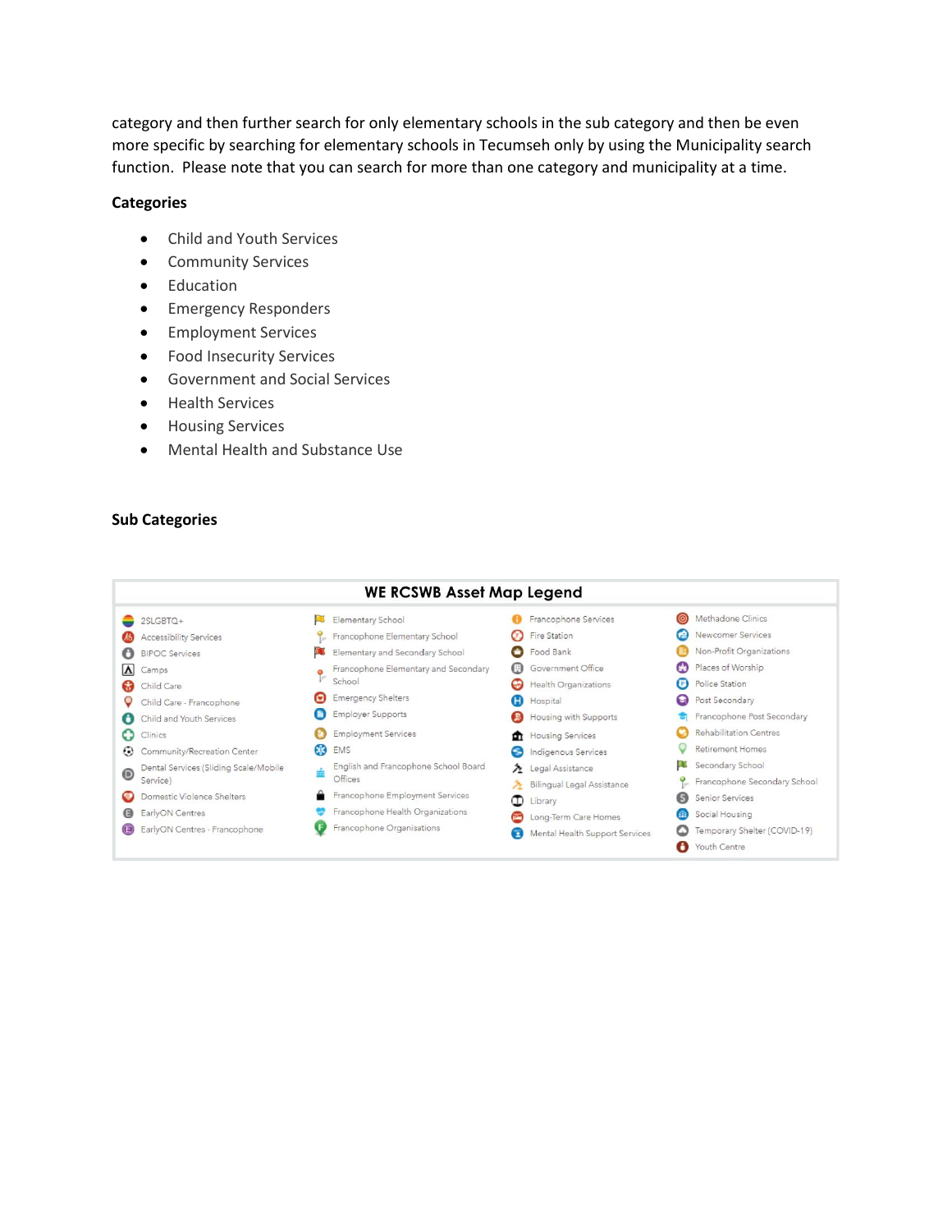category and then further search for only elementary schools in the sub category and then be even more specific by searching for elementary schools in Tecumseh only by using the Municipality search function. Please note that you can search for more than one category and municipality at a time.

**Categories**

- Child and Youth Services
- Community Services
- Education
- Emergency Responders
- Employment Services
- Food Insecurity Services
- Government and Social Services
- Health Services
- Housing Services
- Mental Health and Substance Use

**Sub Categories**

**WE RCSWB Asset Map Legend**

- 2SLGBTQ+
- Accessibility Services
- BIPOC Services
- Camps
- Child Care
- Child Care - Francophone
- Child and Youth Services
- Clinics
- Community/Recreation Center
- Dental Services (Sliding Scale/Mobile Service)
- Domestic Violence Shelters
- EarlyON Centres
- EarlyON Centres - Francophone
- Elementary School
- Francophone Elementary School
- Elementary and Secondary School
- Francophone Elementary and Secondary School
- Emergency Shelters
- Employer Supports
- Employment Services
- EMS
- English and Francophone School Board Offices
- Francophone Employment Services
- Francophone Health Organizations
- Francophone Organisations
- Francophone Services
- Fire Station
- Food Bank
- Government Office
- Health Organizations
- Hospital
- Housing with Supports
- Housing Services
- Indigenous Services
- Legal Assistance
- Bilingual Legal Assistance
- Library
- Long-Term Care Homes
- Mental Health Support Services
- Methadone Clinics
- Newcomer Services
- Non-Profit Organizations
- Places of Worship
- Police Station
- Post Secondary
- Francophone Post Secondary
- Rehabilitation Centres
- Retirement Homes
- Secondary School
- Francophone Secondary School
- Senior Services
- Social Housing
- Temporary Shelter (COVID-19)
- Youth Centre